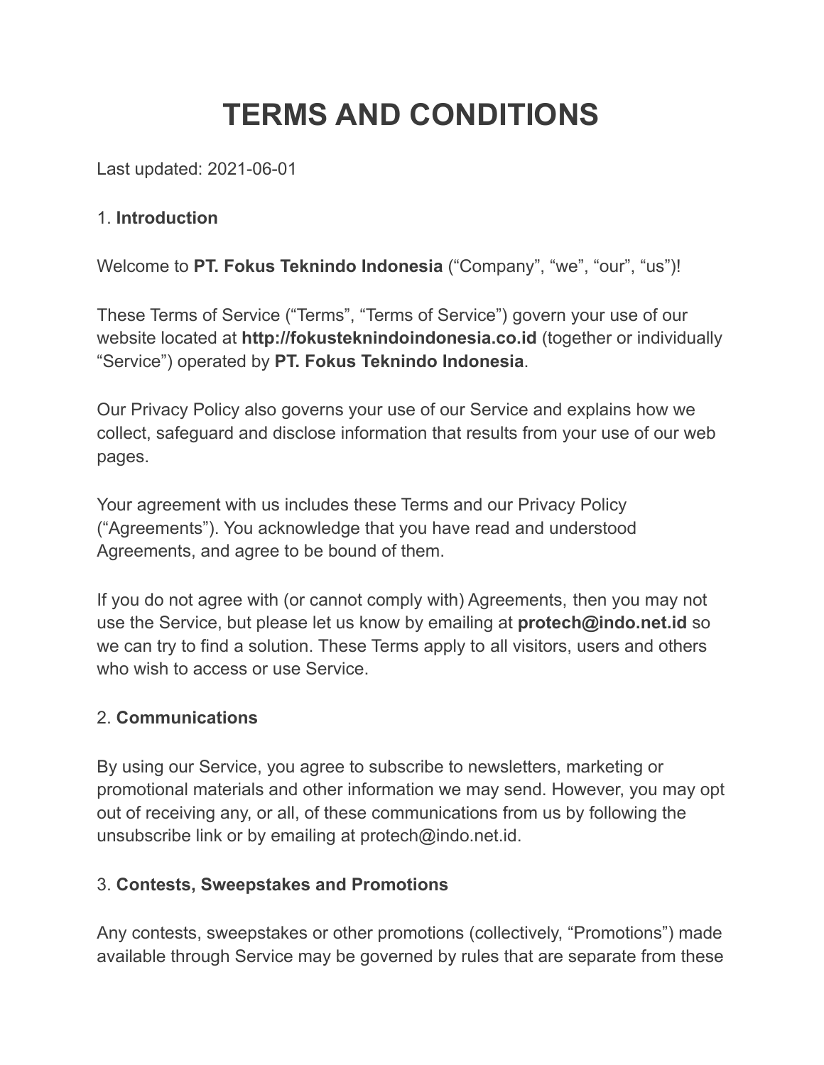# TERMS AND CONDITIONS

Last updated: 2021-06-01

1. **Introduction**

Welcome to **PT. Fokus Teknindo Indonesia** ("Company", "we", "our", "us")!

These Terms of Service ("Terms", "Terms of Service") govern your use of our website located at **http://fokusteknindoindonesia.co.id** (together or individually "Service") operated by **PT. Fokus Teknindo Indonesia**.

Our Privacy Policy also governs your use of our Service and explains how we collect, safeguard and disclose information that results from your use of our web pages.

Your agreement with us includes these Terms and our Privacy Policy ("Agreements"). You acknowledge that you have read and understood Agreements, and agree to be bound of them.

If you do not agree with (or cannot comply with) Agreements, then you may not use the Service, but please let us know by emailing at **protech@indo.net.id** so we can try to find a solution. These Terms apply to all visitors, users and others who wish to access or use Service.

2. **Communications**

By using our Service, you agree to subscribe to newsletters, marketing or promotional materials and other information we may send. However, you may opt out of receiving any, or all, of these communications from us by following the unsubscribe link or by emailing at protech@indo.net.id.

3. **Contests, Sweepstakes and Promotions**

Any contests, sweepstakes or other promotions (collectively, "Promotions") made available through Service may be governed by rules that are separate from these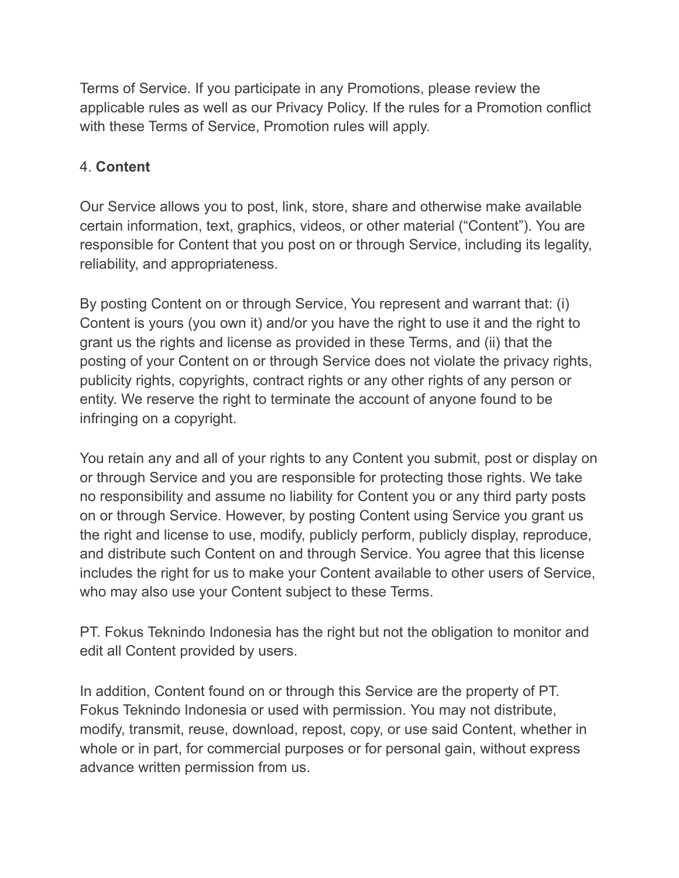Terms of Service. If you participate in any Promotions, please review the applicable rules as well as our Privacy Policy. If the rules for a Promotion conflict with these Terms of Service, Promotion rules will apply.

## 4. **Content**

Our Service allows you to post, link, store, share and otherwise make available certain information, text, graphics, videos, or other material ("Content"). You are responsible for Content that you post on or through Service, including its legality, reliability, and appropriateness.

By posting Content on or through Service, You represent and warrant that: (i) Content is yours (you own it) and/or you have the right to use it and the right to grant us the rights and license as provided in these Terms, and (ii) that the posting of your Content on or through Service does not violate the privacy rights, publicity rights, copyrights, contract rights or any other rights of any person or entity. We reserve the right to terminate the account of anyone found to be infringing on a copyright.

You retain any and all of your rights to any Content you submit, post or display on or through Service and you are responsible for protecting those rights. We take no responsibility and assume no liability for Content you or any third party posts on or through Service. However, by posting Content using Service you grant us the right and license to use, modify, publicly perform, publicly display, reproduce, and distribute such Content on and through Service. You agree that this license includes the right for us to make your Content available to other users of Service, who may also use your Content subject to these Terms.

PT. Fokus Teknindo Indonesia has the right but not the obligation to monitor and edit all Content provided by users.

In addition, Content found on or through this Service are the property of PT. Fokus Teknindo Indonesia or used with permission. You may not distribute, modify, transmit, reuse, download, repost, copy, or use said Content, whether in whole or in part, for commercial purposes or for personal gain, without express advance written permission from us.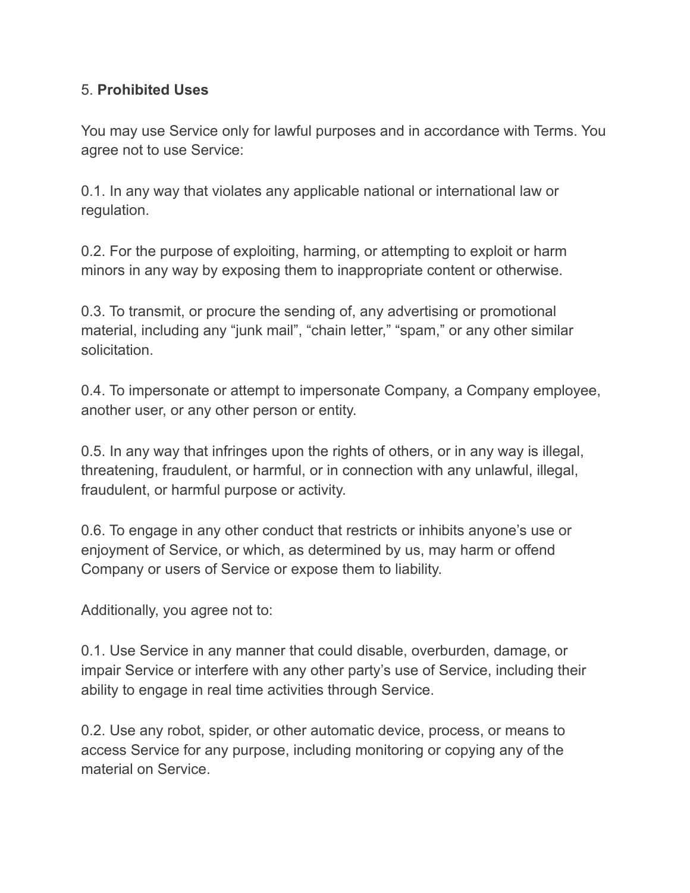5. **Prohibited Uses**

You may use Service only for lawful purposes and in accordance with Terms. You agree not to use Service:

0.1. In any way that violates any applicable national or international law or regulation.

0.2. For the purpose of exploiting, harming, or attempting to exploit or harm minors in any way by exposing them to inappropriate content or otherwise.

0.3. To transmit, or procure the sending of, any advertising or promotional material, including any “junk mail”, “chain letter,” “spam,” or any other similar solicitation.

0.4. To impersonate or attempt to impersonate Company, a Company employee, another user, or any other person or entity.

0.5. In any way that infringes upon the rights of others, or in any way is illegal, threatening, fraudulent, or harmful, or in connection with any unlawful, illegal, fraudulent, or harmful purpose or activity.

0.6. To engage in any other conduct that restricts or inhibits anyone’s use or enjoyment of Service, or which, as determined by us, may harm or offend Company or users of Service or expose them to liability.

Additionally, you agree not to:

0.1. Use Service in any manner that could disable, overburden, damage, or impair Service or interfere with any other party’s use of Service, including their ability to engage in real time activities through Service.

0.2. Use any robot, spider, or other automatic device, process, or means to access Service for any purpose, including monitoring or copying any of the material on Service.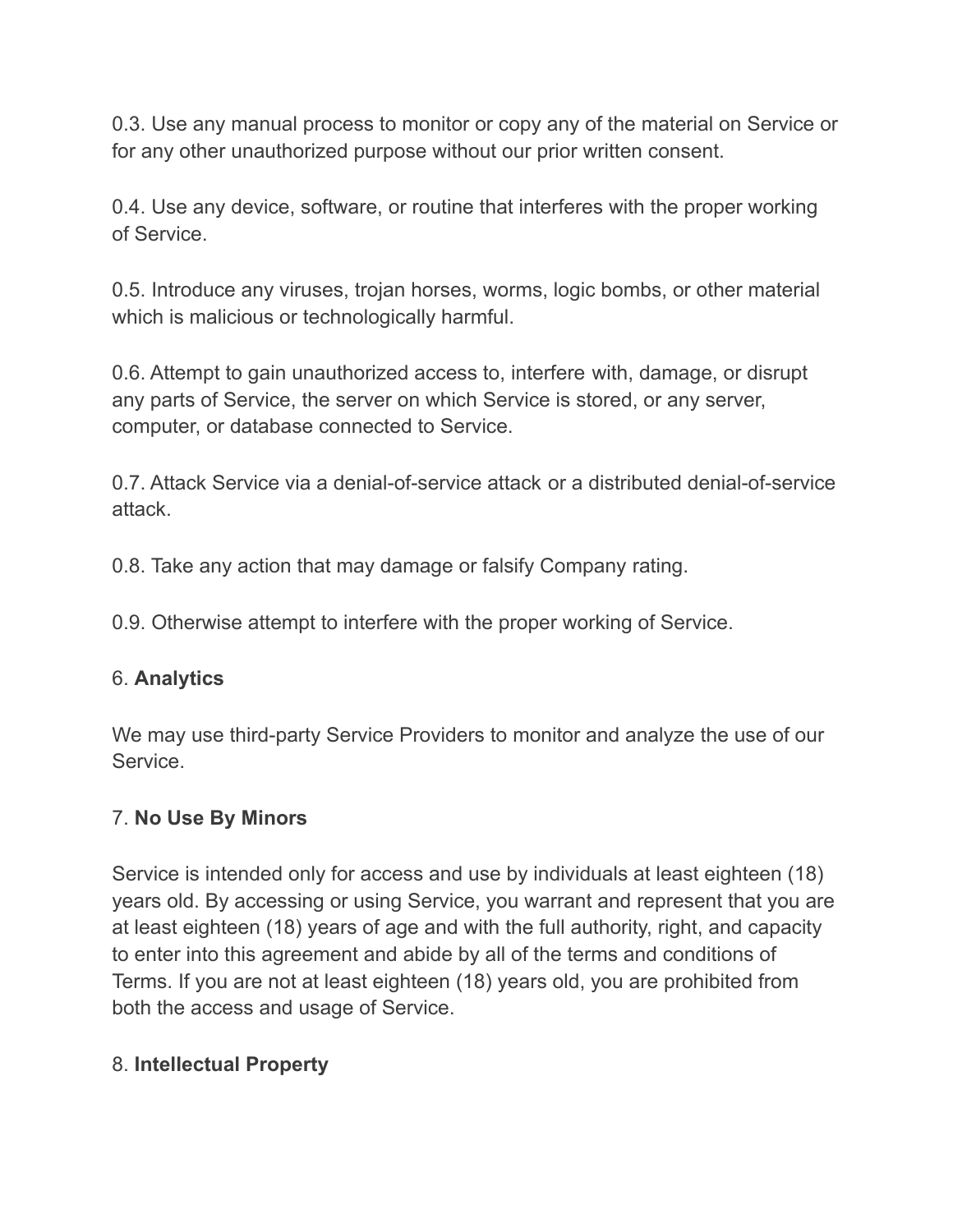0.3. Use any manual process to monitor or copy any of the material on Service or for any other unauthorized purpose without our prior written consent.

0.4. Use any device, software, or routine that interferes with the proper working of Service.

0.5. Introduce any viruses, trojan horses, worms, logic bombs, or other material which is malicious or technologically harmful.

0.6. Attempt to gain unauthorized access to, interfere with, damage, or disrupt any parts of Service, the server on which Service is stored, or any server, computer, or database connected to Service.

0.7. Attack Service via a denial-of-service attack or a distributed denial-of-service attack.

0.8. Take any action that may damage or falsify Company rating.

0.9. Otherwise attempt to interfere with the proper working of Service.

## 6. **Analytics**

We may use third-party Service Providers to monitor and analyze the use of our Service.

## 7. **No Use By Minors**

Service is intended only for access and use by individuals at least eighteen (18) years old. By accessing or using Service, you warrant and represent that you are at least eighteen (18) years of age and with the full authority, right, and capacity to enter into this agreement and abide by all of the terms and conditions of Terms. If you are not at least eighteen (18) years old, you are prohibited from both the access and usage of Service.

## 8. **Intellectual Property**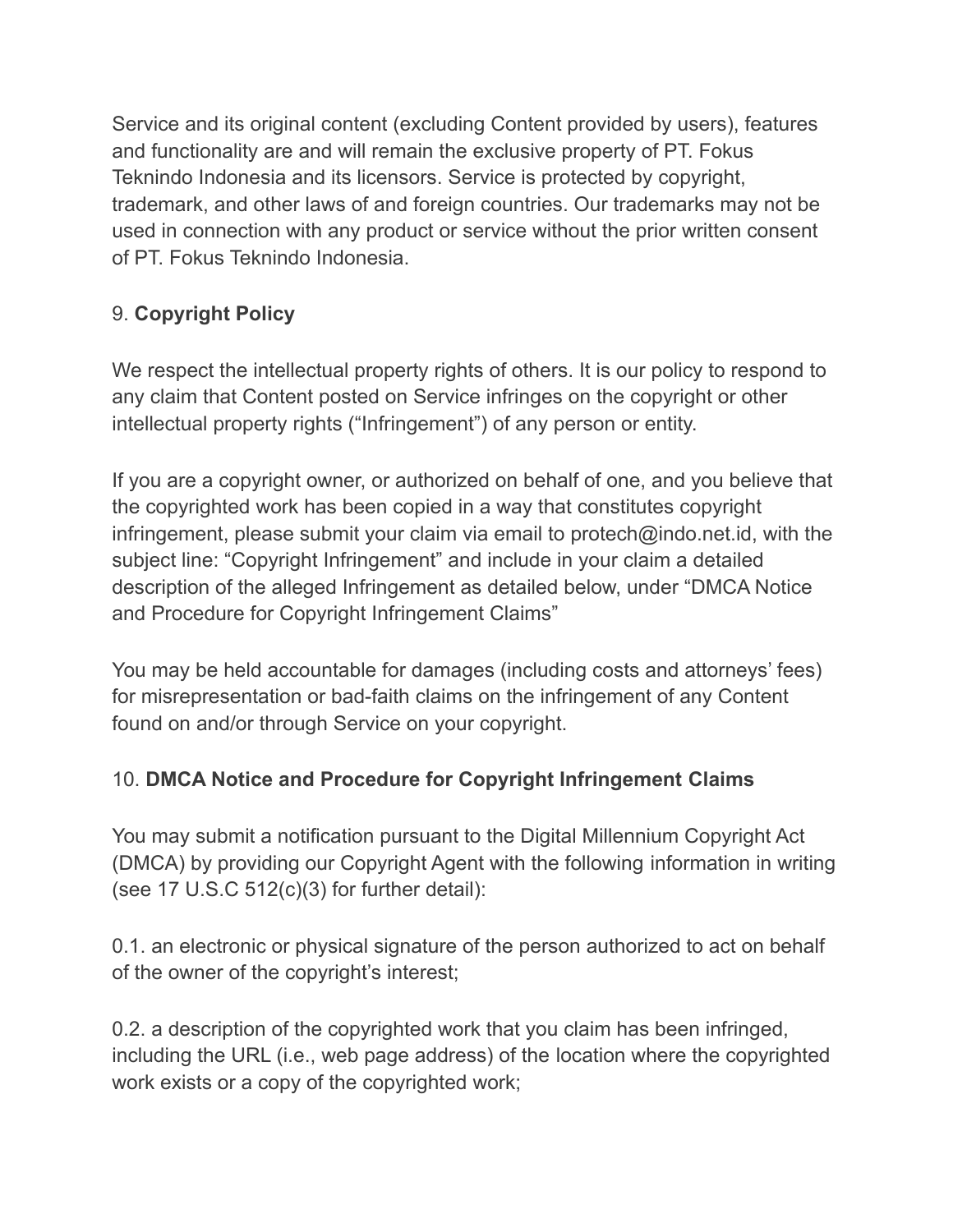Service and its original content (excluding Content provided by users), features and functionality are and will remain the exclusive property of PT. Fokus Teknindo Indonesia and its licensors. Service is protected by copyright, trademark, and other laws of and foreign countries. Our trademarks may not be used in connection with any product or service without the prior written consent of PT. Fokus Teknindo Indonesia.

## 9. **Copyright Policy**

We respect the intellectual property rights of others. It is our policy to respond to any claim that Content posted on Service infringes on the copyright or other intellectual property rights (“Infringement”) of any person or entity.

If you are a copyright owner, or authorized on behalf of one, and you believe that the copyrighted work has been copied in a way that constitutes copyright infringement, please submit your claim via email to protech@indo.net.id, with the subject line: “Copyright Infringement” and include in your claim a detailed description of the alleged Infringement as detailed below, under “DMCA Notice and Procedure for Copyright Infringement Claims”

You may be held accountable for damages (including costs and attorneys’ fees) for misrepresentation or bad-faith claims on the infringement of any Content found on and/or through Service on your copyright.

## 10. **DMCA Notice and Procedure for Copyright Infringement Claims**

You may submit a notification pursuant to the Digital Millennium Copyright Act (DMCA) by providing our Copyright Agent with the following information in writing (see 17 U.S.C 512(c)(3) for further detail):

0.1. an electronic or physical signature of the person authorized to act on behalf of the owner of the copyright’s interest;

0.2. a description of the copyrighted work that you claim has been infringed, including the URL (i.e., web page address) of the location where the copyrighted work exists or a copy of the copyrighted work;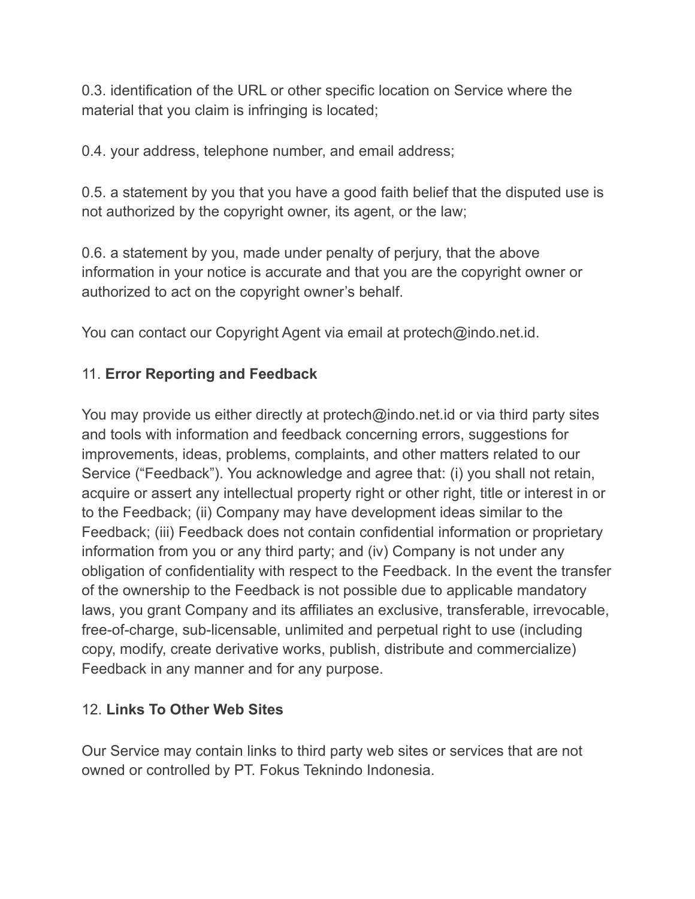0.3. identification of the URL or other specific location on Service where the material that you claim is infringing is located;

0.4. your address, telephone number, and email address;

0.5. a statement by you that you have a good faith belief that the disputed use is not authorized by the copyright owner, its agent, or the law;

0.6. a statement by you, made under penalty of perjury, that the above information in your notice is accurate and that you are the copyright owner or authorized to act on the copyright owner's behalf.

You can contact our Copyright Agent via email at protech@indo.net.id.

## 11. **Error Reporting and Feedback**

You may provide us either directly at protech@indo.net.id or via third party sites and tools with information and feedback concerning errors, suggestions for improvements, ideas, problems, complaints, and other matters related to our Service ("Feedback"). You acknowledge and agree that: (i) you shall not retain, acquire or assert any intellectual property right or other right, title or interest in or to the Feedback; (ii) Company may have development ideas similar to the Feedback; (iii) Feedback does not contain confidential information or proprietary information from you or any third party; and (iv) Company is not under any obligation of confidentiality with respect to the Feedback. In the event the transfer of the ownership to the Feedback is not possible due to applicable mandatory laws, you grant Company and its affiliates an exclusive, transferable, irrevocable, free-of-charge, sub-licensable, unlimited and perpetual right to use (including copy, modify, create derivative works, publish, distribute and commercialize) Feedback in any manner and for any purpose.

## 12. **Links To Other Web Sites**

Our Service may contain links to third party web sites or services that are not owned or controlled by PT. Fokus Teknindo Indonesia.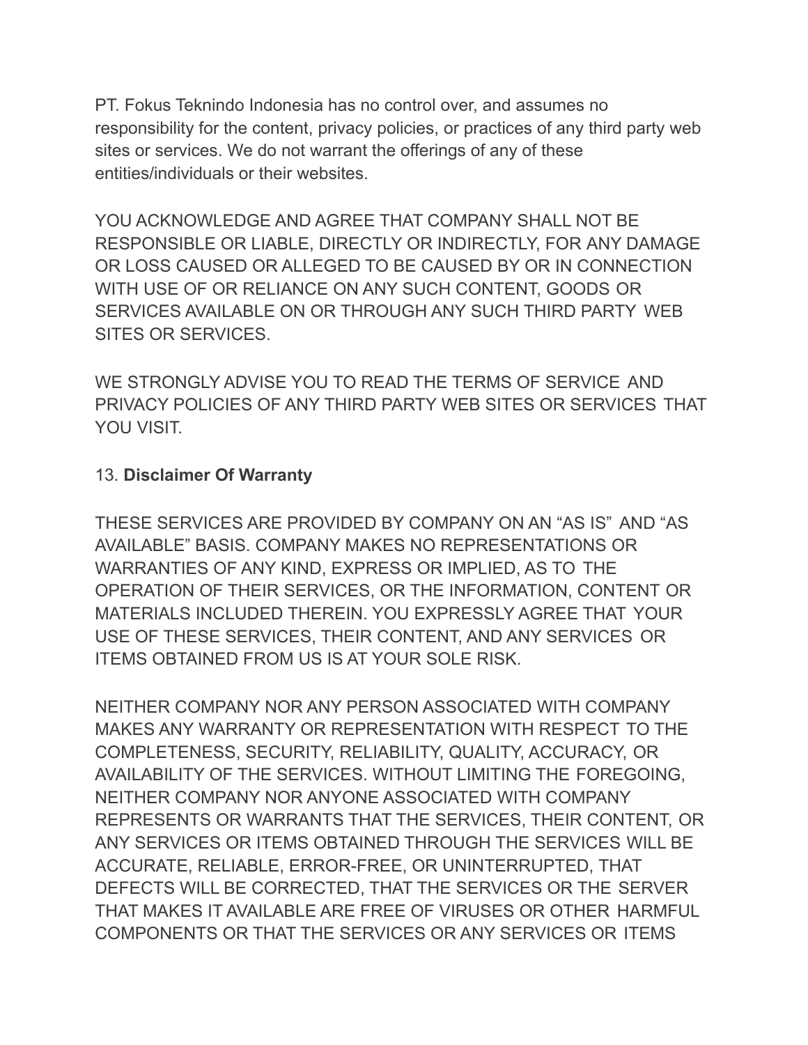PT. Fokus Teknindo Indonesia has no control over, and assumes no responsibility for the content, privacy policies, or practices of any third party web sites or services. We do not warrant the offerings of any of these entities/individuals or their websites.

YOU ACKNOWLEDGE AND AGREE THAT COMPANY SHALL NOT BE RESPONSIBLE OR LIABLE, DIRECTLY OR INDIRECTLY, FOR ANY DAMAGE OR LOSS CAUSED OR ALLEGED TO BE CAUSED BY OR IN CONNECTION WITH USE OF OR RELIANCE ON ANY SUCH CONTENT, GOODS OR SERVICES AVAILABLE ON OR THROUGH ANY SUCH THIRD PARTY WEB SITES OR SERVICES.

WE STRONGLY ADVISE YOU TO READ THE TERMS OF SERVICE AND PRIVACY POLICIES OF ANY THIRD PARTY WEB SITES OR SERVICES THAT YOU VISIT.

13. **Disclaimer Of Warranty**

THESE SERVICES ARE PROVIDED BY COMPANY ON AN "AS IS" AND "AS AVAILABLE" BASIS. COMPANY MAKES NO REPRESENTATIONS OR WARRANTIES OF ANY KIND, EXPRESS OR IMPLIED, AS TO THE OPERATION OF THEIR SERVICES, OR THE INFORMATION, CONTENT OR MATERIALS INCLUDED THEREIN. YOU EXPRESSLY AGREE THAT YOUR USE OF THESE SERVICES, THEIR CONTENT, AND ANY SERVICES OR ITEMS OBTAINED FROM US IS AT YOUR SOLE RISK.

NEITHER COMPANY NOR ANY PERSON ASSOCIATED WITH COMPANY MAKES ANY WARRANTY OR REPRESENTATION WITH RESPECT TO THE COMPLETENESS, SECURITY, RELIABILITY, QUALITY, ACCURACY, OR AVAILABILITY OF THE SERVICES. WITHOUT LIMITING THE FOREGOING, NEITHER COMPANY NOR ANYONE ASSOCIATED WITH COMPANY REPRESENTS OR WARRANTS THAT THE SERVICES, THEIR CONTENT, OR ANY SERVICES OR ITEMS OBTAINED THROUGH THE SERVICES WILL BE ACCURATE, RELIABLE, ERROR-FREE, OR UNINTERRUPTED, THAT DEFECTS WILL BE CORRECTED, THAT THE SERVICES OR THE SERVER THAT MAKES IT AVAILABLE ARE FREE OF VIRUSES OR OTHER HARMFUL COMPONENTS OR THAT THE SERVICES OR ANY SERVICES OR ITEMS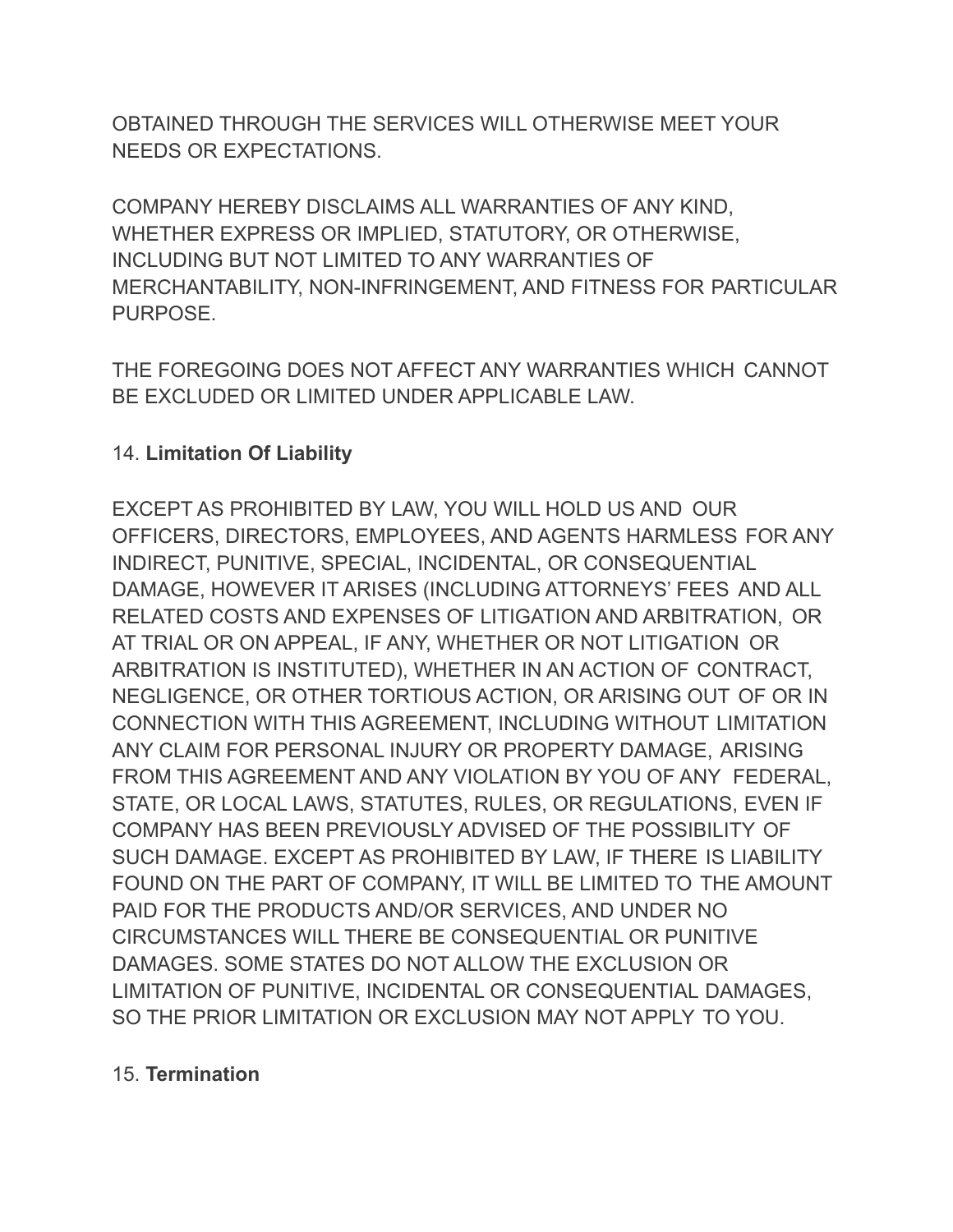OBTAINED THROUGH THE SERVICES WILL OTHERWISE MEET YOUR NEEDS OR EXPECTATIONS.

COMPANY HEREBY DISCLAIMS ALL WARRANTIES OF ANY KIND, WHETHER EXPRESS OR IMPLIED, STATUTORY, OR OTHERWISE, INCLUDING BUT NOT LIMITED TO ANY WARRANTIES OF MERCHANTABILITY, NON-INFRINGEMENT, AND FITNESS FOR PARTICULAR PURPOSE.

THE FOREGOING DOES NOT AFFECT ANY WARRANTIES WHICH CANNOT BE EXCLUDED OR LIMITED UNDER APPLICABLE LAW.

## 14. **Limitation Of Liability**

EXCEPT AS PROHIBITED BY LAW, YOU WILL HOLD US AND OUR OFFICERS, DIRECTORS, EMPLOYEES, AND AGENTS HARMLESS FOR ANY INDIRECT, PUNITIVE, SPECIAL, INCIDENTAL, OR CONSEQUENTIAL DAMAGE, HOWEVER IT ARISES (INCLUDING ATTORNEYS' FEES AND ALL RELATED COSTS AND EXPENSES OF LITIGATION AND ARBITRATION, OR AT TRIAL OR ON APPEAL, IF ANY, WHETHER OR NOT LITIGATION OR ARBITRATION IS INSTITUTED), WHETHER IN AN ACTION OF CONTRACT, NEGLIGENCE, OR OTHER TORTIOUS ACTION, OR ARISING OUT OF OR IN CONNECTION WITH THIS AGREEMENT, INCLUDING WITHOUT LIMITATION ANY CLAIM FOR PERSONAL INJURY OR PROPERTY DAMAGE, ARISING FROM THIS AGREEMENT AND ANY VIOLATION BY YOU OF ANY FEDERAL, STATE, OR LOCAL LAWS, STATUTES, RULES, OR REGULATIONS, EVEN IF COMPANY HAS BEEN PREVIOUSLY ADVISED OF THE POSSIBILITY OF SUCH DAMAGE. EXCEPT AS PROHIBITED BY LAW, IF THERE IS LIABILITY FOUND ON THE PART OF COMPANY, IT WILL BE LIMITED TO THE AMOUNT PAID FOR THE PRODUCTS AND/OR SERVICES, AND UNDER NO CIRCUMSTANCES WILL THERE BE CONSEQUENTIAL OR PUNITIVE DAMAGES. SOME STATES DO NOT ALLOW THE EXCLUSION OR LIMITATION OF PUNITIVE, INCIDENTAL OR CONSEQUENTIAL DAMAGES, SO THE PRIOR LIMITATION OR EXCLUSION MAY NOT APPLY TO YOU.

## 15. **Termination**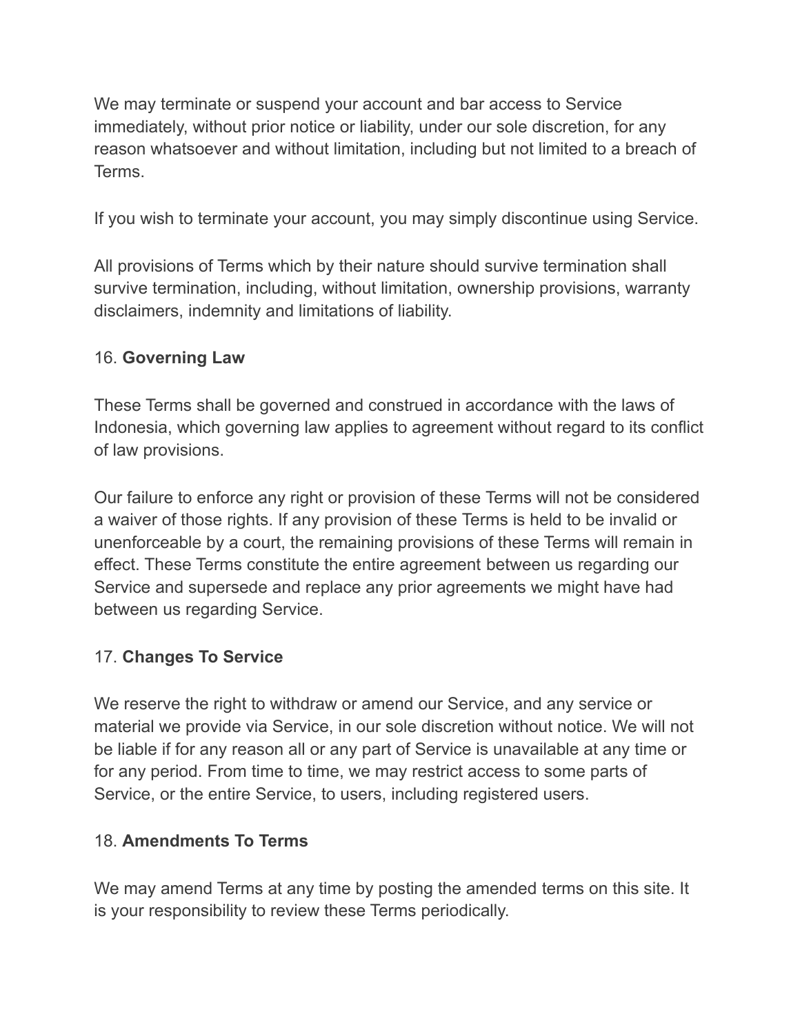We may terminate or suspend your account and bar access to Service immediately, without prior notice or liability, under our sole discretion, for any reason whatsoever and without limitation, including but not limited to a breach of Terms.

If you wish to terminate your account, you may simply discontinue using Service.

All provisions of Terms which by their nature should survive termination shall survive termination, including, without limitation, ownership provisions, warranty disclaimers, indemnity and limitations of liability.

16. **Governing Law**

These Terms shall be governed and construed in accordance with the laws of Indonesia, which governing law applies to agreement without regard to its conflict of law provisions.

Our failure to enforce any right or provision of these Terms will not be considered a waiver of those rights. If any provision of these Terms is held to be invalid or unenforceable by a court, the remaining provisions of these Terms will remain in effect. These Terms constitute the entire agreement between us regarding our Service and supersede and replace any prior agreements we might have had between us regarding Service.

17. **Changes To Service**

We reserve the right to withdraw or amend our Service, and any service or material we provide via Service, in our sole discretion without notice. We will not be liable if for any reason all or any part of Service is unavailable at any time or for any period. From time to time, we may restrict access to some parts of Service, or the entire Service, to users, including registered users.

18. **Amendments To Terms**

We may amend Terms at any time by posting the amended terms on this site. It is your responsibility to review these Terms periodically.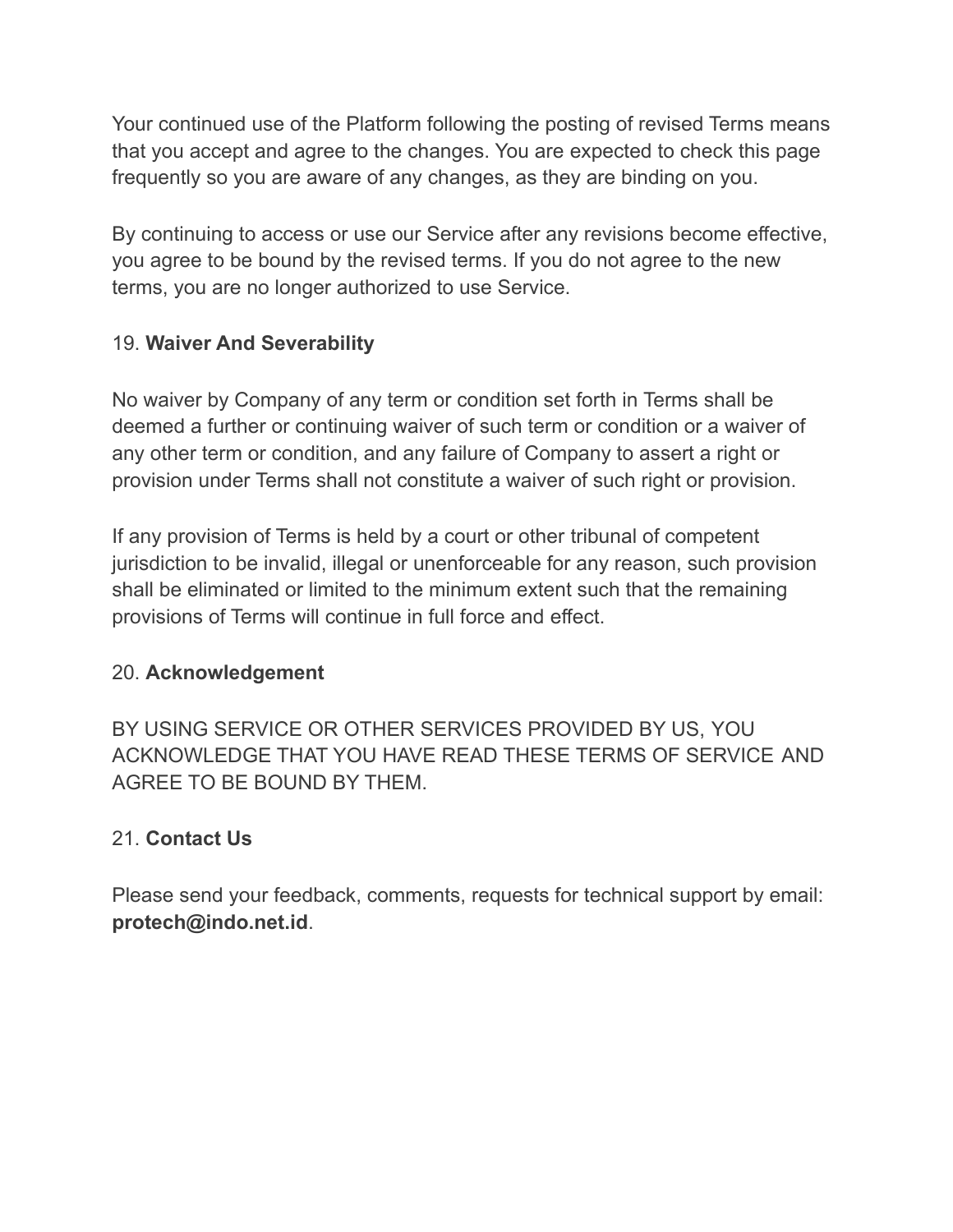Your continued use of the Platform following the posting of revised Terms means that you accept and agree to the changes. You are expected to check this page frequently so you are aware of any changes, as they are binding on you.

By continuing to access or use our Service after any revisions become effective, you agree to be bound by the revised terms. If you do not agree to the new terms, you are no longer authorized to use Service.

## 19. **Waiver And Severability**

No waiver by Company of any term or condition set forth in Terms shall be deemed a further or continuing waiver of such term or condition or a waiver of any other term or condition, and any failure of Company to assert a right or provision under Terms shall not constitute a waiver of such right or provision.

If any provision of Terms is held by a court or other tribunal of competent jurisdiction to be invalid, illegal or unenforceable for any reason, such provision shall be eliminated or limited to the minimum extent such that the remaining provisions of Terms will continue in full force and effect.

## 20. **Acknowledgement**

BY USING SERVICE OR OTHER SERVICES PROVIDED BY US, YOU ACKNOWLEDGE THAT YOU HAVE READ THESE TERMS OF SERVICE AND AGREE TO BE BOUND BY THEM.

## 21. **Contact Us**

Please send your feedback, comments, requests for technical support by email: **protech@indo.net.id**.